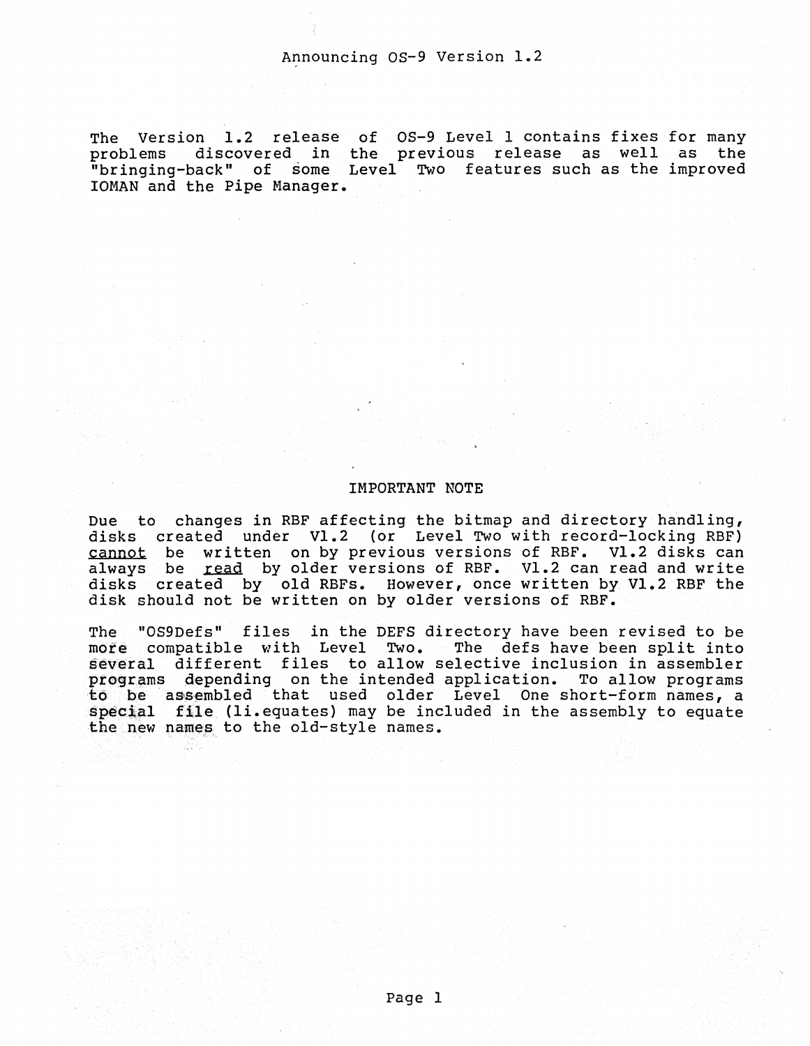# Announcing OS-9 Version 1.2

The Version 1.2 release of OS-9 Level 1 contains fixes for many problems discovered in the previous release as well as the "bringing-back" of some Level Two features such as the improved IOMAN and the Pipe Manager.

## IMPORTANT NOTE

Due to changes in RBF affecting the bitmap and directory handling, disks created under V1.2 (or Level Two with record-locking RBF) <u>cannot</u> be written on by previous versions of RBF. V1.2 disks can always be <u>read</u> by older versions of RBF. V1.2 can read and write disks created by old RBFs. However, once written by V1.2 RBF the disk should not be written on by older versions of RBF.

The "OS9Defs" files in the DEFS directory have been revised to be more compatible with Level Two. The defs have been split into several different files to allow selective inclusion in assembler programs depending on the intended application. To allow programs to be assembled that used older Level One short-form names, a special file (li.equates) may be included in the assembly to equate the new names to the old-style names.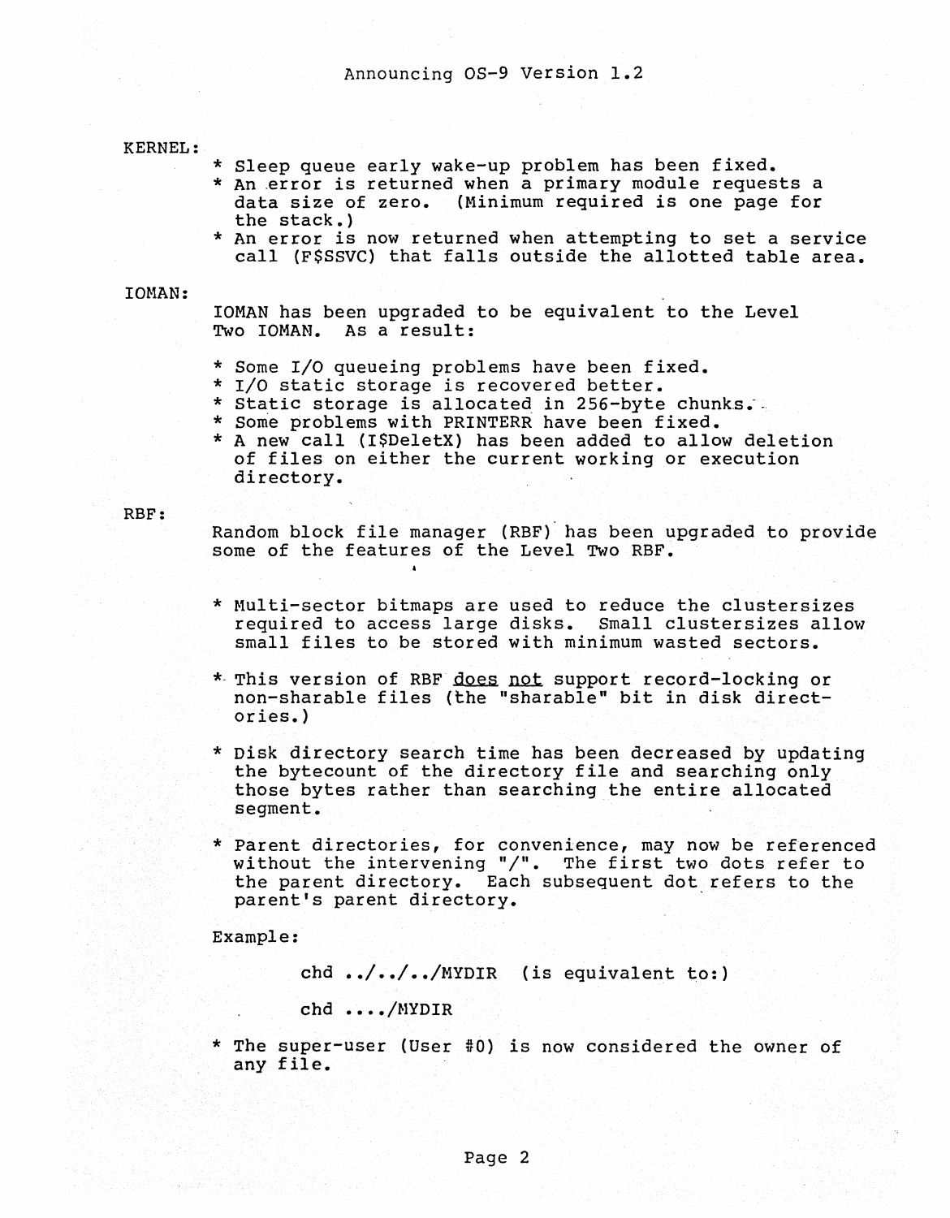KERNEL:

* Sleep queue early wake-up problem has been fixed.
* An error is returned when a primary module requests a data size of zero. (Minimum required is one page for the stack.)
* An error is now returned when attempting to set a service call (F$SSVC) that falls outside the allotted table area.

IOMAN:

IOMAN has been upgraded to be equivalent to the Level Two IOMAN. As a result:

* Some I/O queueing problems have been fixed.
* I/O static storage is recovered better.
* Static storage is allocated in 256-byte chunks.
* Some problems with PRINTERR have been fixed.
* A new call (I$DeletX) has been added to allow deletion of files on either the current working or execution directory.

RBF:

Random block file manager (RBF) has been upgraded to provide some of the features of the Level Two RBF.

* Multi-sector bitmaps are used to reduce the clustersizes required to access large disks. Small clustersizes allow small files to be stored with minimum wasted sectors.

* This version of RBF <u>does not</u> support record-locking or non-sharable files (the "sharable" bit in disk directories.)

* Disk directory search time has been decreased by updating the bytecount of the directory file and searching only those bytes rather than searching the entire allocated segment.

* Parent directories, for convenience, may now be referenced without the intervening "/". The first two dots refer to the parent directory. Each subsequent dot refers to the parent's parent directory.

Example:

```
chd ../../../MYDIR  (is equivalent to:)

chd ..../MYDIR
```

* The super-user (User #0) is now considered the owner of any file.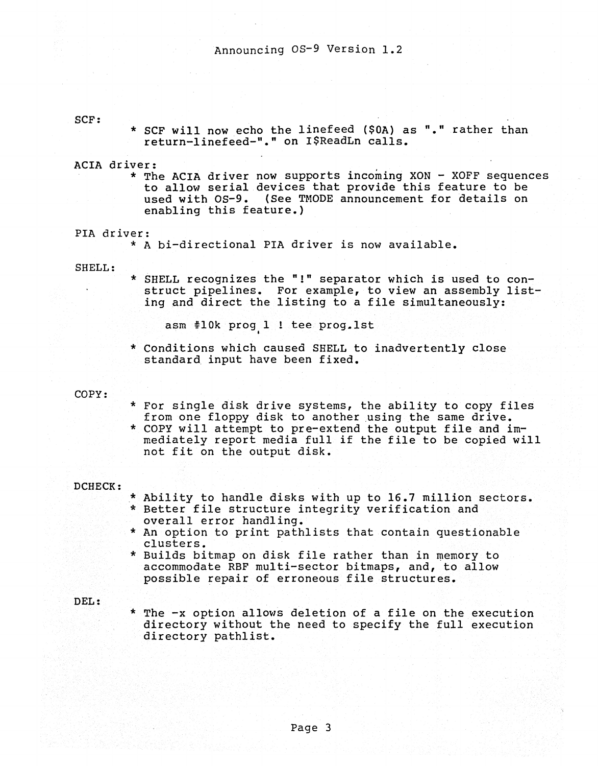Announcing OS-9 Version 1.2

SCF:

* SCF will now echo the linefeed ($0A) as "." rather than return-linefeed-"." on I$ReadLn calls.

ACIA driver:

* The ACIA driver now supports incoming XON - XOFF sequences to allow serial devices that provide this feature to be used with OS-9. (See TMODE announcement for details on enabling this feature.)

PIA driver:

* A bi-directional PIA driver is now available.

SHELL:

* SHELL recognizes the "!" separator which is used to construct pipelines. For example, to view an assembly listing and direct the listing to a file simultaneously:

```
asm #10k prog l ! tee prog.lst
```

* Conditions which caused SHELL to inadvertently close standard input have been fixed.

COPY:

* For single disk drive systems, the ability to copy files from one floppy disk to another using the same drive.
* COPY will attempt to pre-extend the output file and immediately report media full if the file to be copied will not fit on the output disk.

DCHECK:

* Ability to handle disks with up to 16.7 million sectors.
* Better file structure integrity verification and overall error handling.
* An option to print pathlists that contain questionable clusters.
* Builds bitmap on disk file rather than in memory to accommodate RBF multi-sector bitmaps, and, to allow possible repair of erroneous file structures.

DEL:

* The -x option allows deletion of a file on the execution directory without the need to specify the full execution directory pathlist.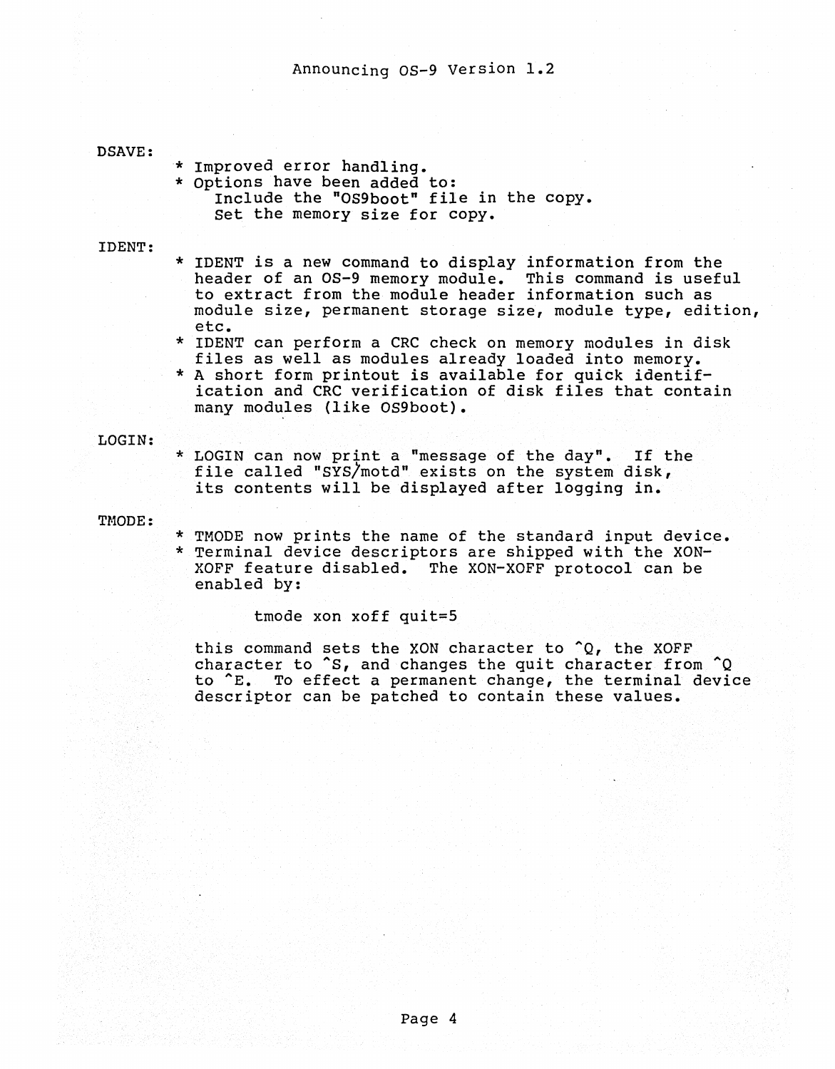Announcing OS-9 Version 1.2

DSAVE:

* Improved error handling.
* Options have been added to:
  Include the "OS9boot" file in the copy.
  Set the memory size for copy.

IDENT:

* IDENT is a new command to display information from the header of an OS-9 memory module. This command is useful to extract from the module header information such as module size, permanent storage size, module type, edition, etc.
* IDENT can perform a CRC check on memory modules in disk files as well as modules already loaded into memory.
* A short form printout is available for quick identification and CRC verification of disk files that contain many modules (like OS9boot).

LOGIN:

* LOGIN can now print a "message of the day". If the file called "SYS/motd" exists on the system disk, its contents will be displayed after logging in.

TMODE:

* TMODE now prints the name of the standard input device.
* Terminal device descriptors are shipped with the XON-XOFF feature disabled. The XON-XOFF protocol can be enabled by:

```
tmode xon xoff quit=5
```

this command sets the XON character to ^Q, the XOFF character to ^S, and changes the quit character from ^Q to ^E. To effect a permanent change, the terminal device descriptor can be patched to contain these values.